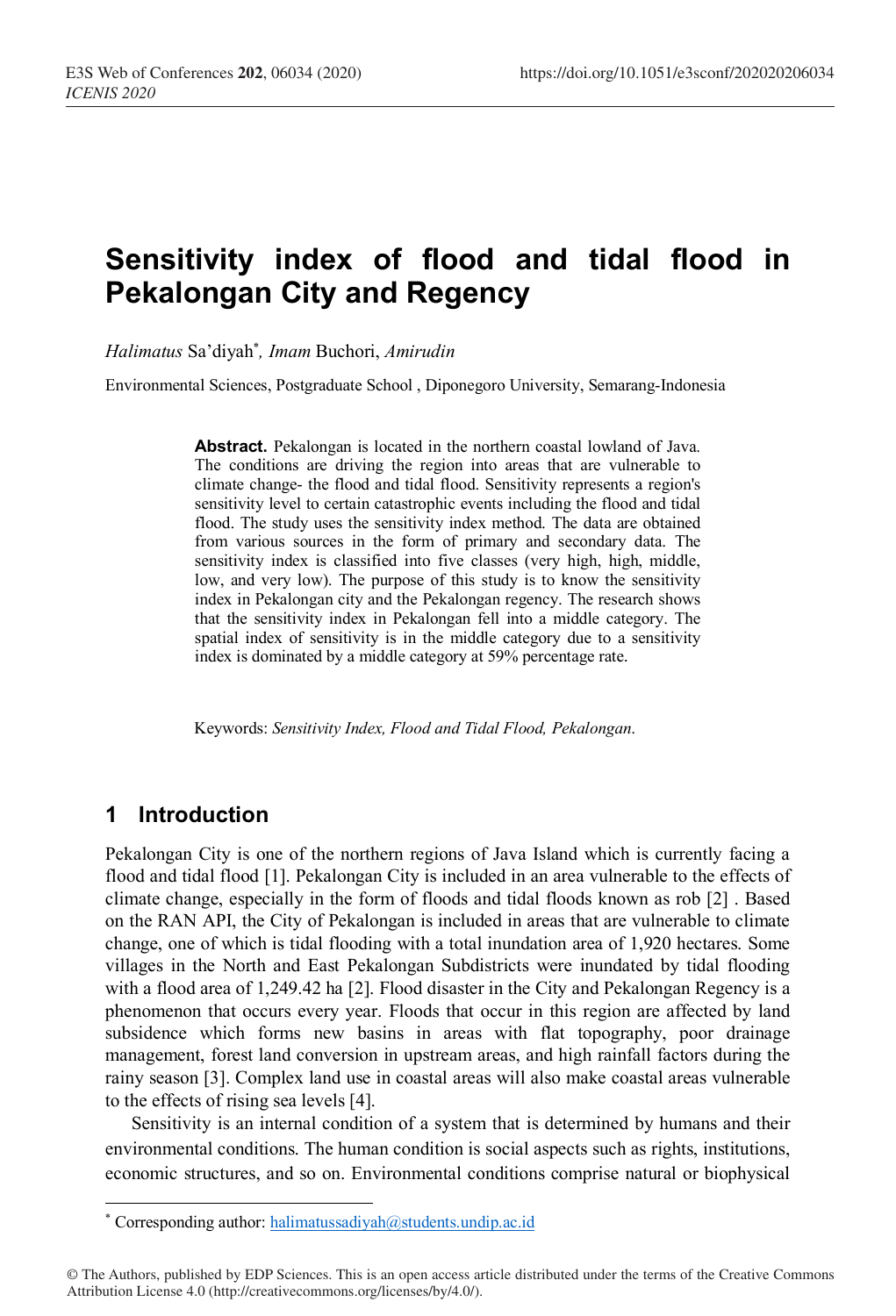# Sensitivity index of flood and tidal flood in Pekalongan City and Regency

*Halimatus* Sa'diyah*, *Imam* Buchori, *Amirudin*

Environmental Sciences, Postgraduate School , Diponegoro University, Semarang-Indonesia

**Abstract.** Pekalongan is located in the northern coastal lowland of Java. The conditions are driving the region into areas that are vulnerable to climate change- the flood and tidal flood. Sensitivity represents a region's sensitivity level to certain catastrophic events including the flood and tidal flood. The study uses the sensitivity index method. The data are obtained from various sources in the form of primary and secondary data. The sensitivity index is classified into five classes (very high, high, middle, low, and very low). The purpose of this study is to know the sensitivity index in Pekalongan city and the Pekalongan regency. The research shows that the sensitivity index in Pekalongan fell into a middle category. The spatial index of sensitivity is in the middle category due to a sensitivity index is dominated by a middle category at 59% percentage rate.

Keywords: *Sensitivity Index, Flood and Tidal Flood, Pekalongan*.

## 1 Introduction

Pekalongan City is one of the northern regions of Java Island which is currently facing a flood and tidal flood [1]. Pekalongan City is included in an area vulnerable to the effects of climate change, especially in the form of floods and tidal floods known as rob [2] . Based on the RAN API, the City of Pekalongan is included in areas that are vulnerable to climate change, one of which is tidal flooding with a total inundation area of 1,920 hectares. Some villages in the North and East Pekalongan Subdistricts were inundated by tidal flooding with a flood area of 1,249.42 ha [2]. Flood disaster in the City and Pekalongan Regency is a phenomenon that occurs every year. Floods that occur in this region are affected by land subsidence which forms new basins in areas with flat topography, poor drainage management, forest land conversion in upstream areas, and high rainfall factors during the rainy season [3]. Complex land use in coastal areas will also make coastal areas vulnerable to the effects of rising sea levels [4].

Sensitivity is an internal condition of a system that is determined by humans and their environmental conditions. The human condition is social aspects such as rights, institutions, economic structures, and so on. Environmental conditions comprise natural or biophysical

* Corresponding author: halimatussadiyah@students.undip.ac.id

© The Authors, published by EDP Sciences. This is an open access article distributed under the terms of the Creative Commons Attribution License 4.0 (http://creativecommons.org/licenses/by/4.0/).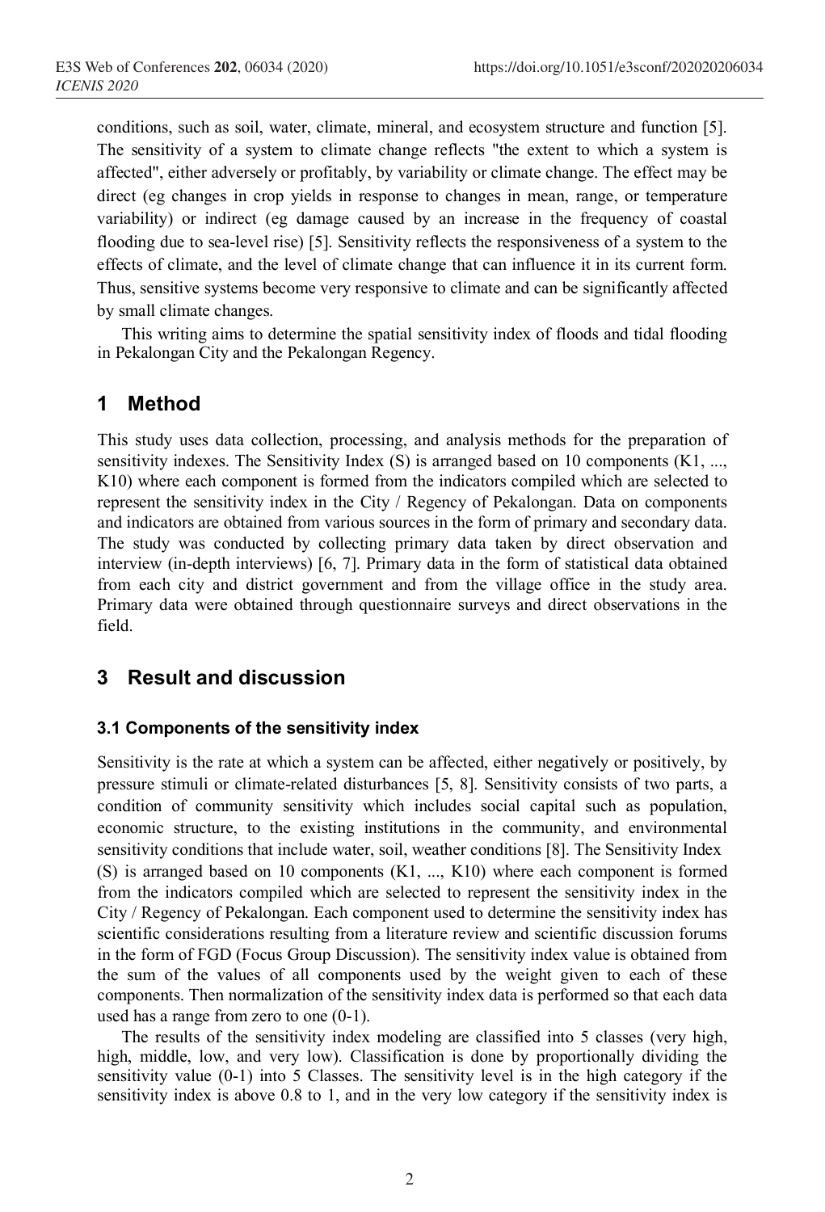conditions, such as soil, water, climate, mineral, and ecosystem structure and function [5]. The sensitivity of a system to climate change reflects "the extent to which a system is affected", either adversely or profitably, by variability or climate change. The effect may be direct (eg changes in crop yields in response to changes in mean, range, or temperature variability) or indirect (eg damage caused by an increase in the frequency of coastal flooding due to sea-level rise) [5]. Sensitivity reflects the responsiveness of a system to the effects of climate, and the level of climate change that can influence it in its current form. Thus, sensitive systems become very responsive to climate and can be significantly affected by small climate changes.

This writing aims to determine the spatial sensitivity index of floods and tidal flooding in Pekalongan City and the Pekalongan Regency.

## 1 Method

This study uses data collection, processing, and analysis methods for the preparation of sensitivity indexes. The Sensitivity Index (S) is arranged based on 10 components (K1, ..., K10) where each component is formed from the indicators compiled which are selected to represent the sensitivity index in the City / Regency of Pekalongan. Data on components and indicators are obtained from various sources in the form of primary and secondary data. The study was conducted by collecting primary data taken by direct observation and interview (in-depth interviews) [6, 7]. Primary data in the form of statistical data obtained from each city and district government and from the village office in the study area. Primary data were obtained through questionnaire surveys and direct observations in the field.

## 3 Result and discussion

### 3.1 Components of the sensitivity index

Sensitivity is the rate at which a system can be affected, either negatively or positively, by pressure stimuli or climate-related disturbances [5, 8]. Sensitivity consists of two parts, a condition of community sensitivity which includes social capital such as population, economic structure, to the existing institutions in the community, and environmental sensitivity conditions that include water, soil, weather conditions [8]. The Sensitivity Index (S) is arranged based on 10 components (K1, ..., K10) where each component is formed from the indicators compiled which are selected to represent the sensitivity index in the City / Regency of Pekalongan. Each component used to determine the sensitivity index has scientific considerations resulting from a literature review and scientific discussion forums in the form of FGD (Focus Group Discussion). The sensitivity index value is obtained from the sum of the values of all components used by the weight given to each of these components. Then normalization of the sensitivity index data is performed so that each data used has a range from zero to one (0-1).

The results of the sensitivity index modeling are classified into 5 classes (very high, high, middle, low, and very low). Classification is done by proportionally dividing the sensitivity value (0-1) into 5 Classes. The sensitivity level is in the high category if the sensitivity index is above 0.8 to 1, and in the very low category if the sensitivity index is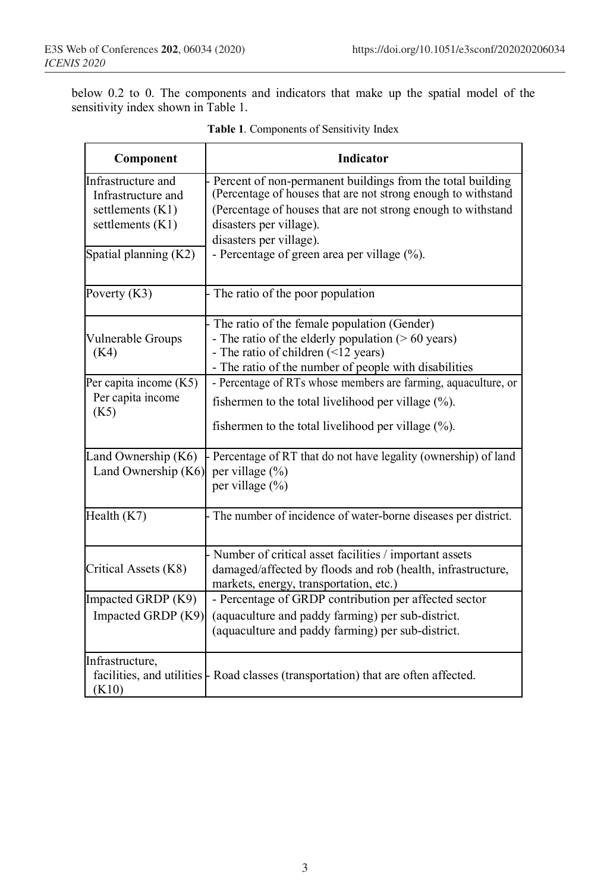below 0.2 to 0. The components and indicators that make up the spatial model of the sensitivity index shown in Table 1.

**Table 1**. Components of Sensitivity Index

| Component | Indicator |
|---|---|
| Infrastructure and Infrastructure and settlements (K1) settlements (K1) | - Percent of non-permanent buildings from the total building (Percentage of houses that are not strong enough to withstand (Percentage of houses that are not strong enough to withstand disasters per village). disasters per village). |
| Spatial planning (K2) | - Percentage of green area per village (%). |
| Poverty (K3) | - The ratio of the poor population |
| Vulnerable Groups (K4) | - The ratio of the female population (Gender)<br>- The ratio of the elderly population (> 60 years)<br>- The ratio of children (<12 years)<br>- The ratio of the number of people with disabilities |
| Per capita income (K5) Per capita income (K5) | - Percentage of RTs whose members are farming, aquaculture, or fishermen to the total livelihood per village (%). fishermen to the total livelihood per village (%). |
| Land Ownership (K6) Land Ownership (K6) | - Percentage of RT that do not have legality (ownership) of land per village (%) per village (%) |
| Health (K7) | - The number of incidence of water-borne diseases per district. |
| Critical Assets (K8) | - Number of critical asset facilities / important assets damaged/affected by floods and rob (health, infrastructure, markets, energy, transportation, etc.) |
| Impacted GRDP (K9) Impacted GRDP (K9) | - Percentage of GRDP contribution per affected sector (aquaculture and paddy farming) per sub-district. (aquaculture and paddy farming) per sub-district. |
| Infrastructure, facilities, and utilities (K10) | - Road classes (transportation) that are often affected. |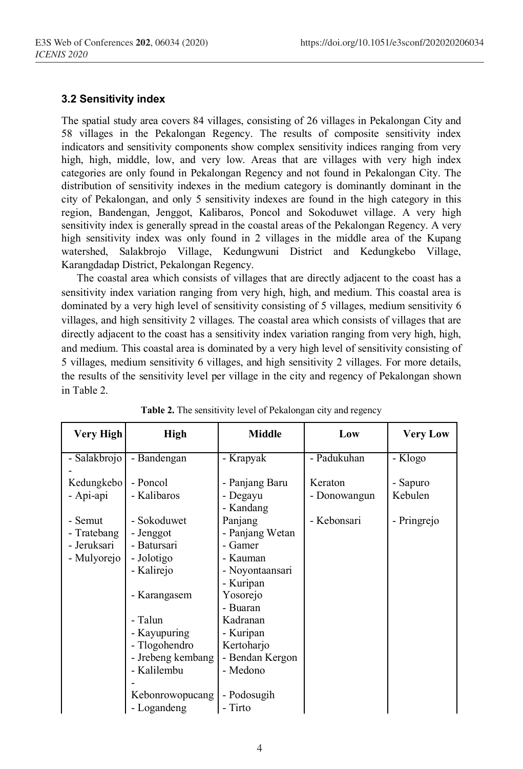### 3.2 Sensitivity index

The spatial study area covers 84 villages, consisting of 26 villages in Pekalongan City and 58 villages in the Pekalongan Regency. The results of composite sensitivity index indicators and sensitivity components show complex sensitivity indices ranging from very high, high, middle, low, and very low. Areas that are villages with very high index categories are only found in Pekalongan Regency and not found in Pekalongan City. The distribution of sensitivity indexes in the medium category is dominantly dominant in the city of Pekalongan, and only 5 sensitivity indexes are found in the high category in this region, Bandengan, Jenggot, Kalibaros, Poncol and Sokoduwet village. A very high sensitivity index is generally spread in the coastal areas of the Pekalongan Regency. A very high sensitivity index was only found in 2 villages in the middle area of the Kupang watershed, Salakbrojo Village, Kedungwuni District and Kedungkebo Village, Karangdadap District, Pekalongan Regency.

The coastal area which consists of villages that are directly adjacent to the coast has a sensitivity index variation ranging from very high, high, and medium. This coastal area is dominated by a very high level of sensitivity consisting of 5 villages, medium sensitivity 6 villages, and high sensitivity 2 villages. The coastal area which consists of villages that are directly adjacent to the coast has a sensitivity index variation ranging from very high, high, and medium. This coastal area is dominated by a very high level of sensitivity consisting of 5 villages, medium sensitivity 6 villages, and high sensitivity 2 villages. For more details, the results of the sensitivity level per village in the city and regency of Pekalongan shown in Table 2.

**Table 2.** The sensitivity level of Pekalongan city and regency

| Very High | High | Middle | Low | Very Low |
|---|---|---|---|---|
| - Salakbrojo | - Bandengan | - Krapyak | - Padukuhan Keraton | - Klogo |
| - Kedungkebo | - Poncol | - Panjang Baru | - Donowangun | - Sapuro Kebulen |
| - Api-api | - Kalibaros | - Degayu | - Kebonsari | - Pringrejo |
| - Semut | - Sokoduwet | - Kandang Panjang | | |
| - Tratebang | - Jenggot | - Panjang Wetan | | |
| - Jeruksari | - Batursari | - Gamer | | |
| - Mulyorejo | - Jolotigo | - Kauman | | |
| | - Kalirejo | - Noyontaansari | | |
| | - Karangasem | - Kuripan Yosorejo | | |
| | - Talun | - Buaran Kadranan | | |
| | - Kayupuring | - Kuripan Kertoharjo | | |
| | - Tlogohendro | - Bendan Kergon | | |
| | - Jrebeng kembang | - Medono | | |
| | - Kalilembu | - Podosugih | | |
| | - Kebonrowopucang | - Tirto | | |
| | - Logandeng | | | |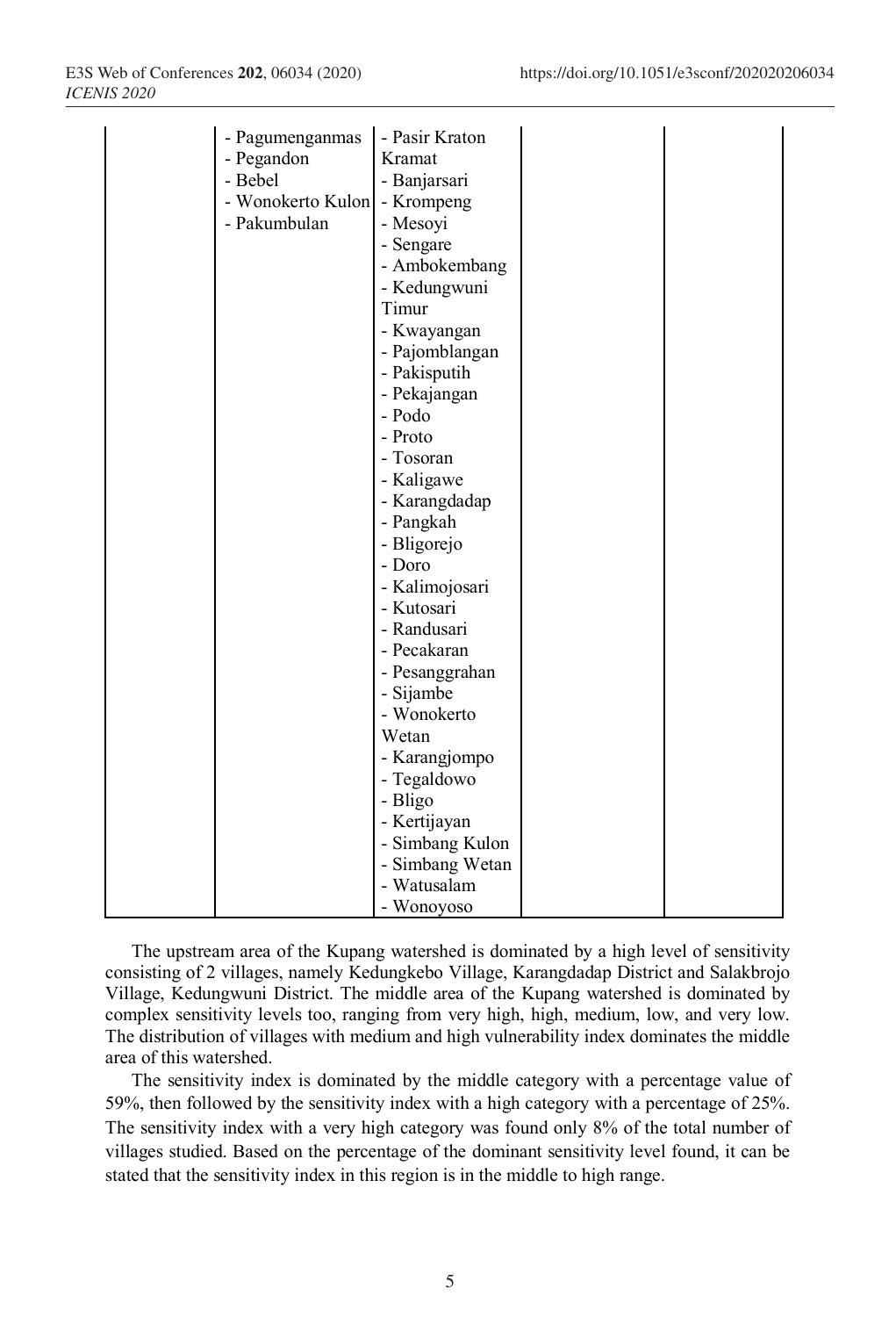| | | | | |
|---|---|---|---|---|
| | - Pagumenganmas<br>- Pegandon<br>- Bebel<br>- Wonokerto Kulon<br>- Pakumbulan | - Pasir Kraton Kramat<br>- Banjarsari<br>- Krompeng<br>- Mesoyi<br>- Sengare<br>- Ambokembang<br>- Kedungwuni Timur<br>- Kwayangan<br>- Pajomblangan<br>- Pakisputih<br>- Pekajangan<br>- Podo<br>- Proto<br>- Tosoran<br>- Kaligawe<br>- Karangdadap<br>- Pangkah<br>- Bligorejo<br>- Doro<br>- Kalimojosari<br>- Kutosari<br>- Randusari<br>- Pecakaran<br>- Pesanggrahan<br>- Sijambe<br>- Wonokerto Wetan<br>- Karangjompo<br>- Tegaldowo<br>- Bligo<br>- Kertijayan<br>- Simbang Kulon<br>- Simbang Wetan<br>- Watusalam<br>- Wonoyoso | | |

The upstream area of the Kupang watershed is dominated by a high level of sensitivity consisting of 2 villages, namely Kedungkebo Village, Karangdadap District and Salakbrojo Village, Kedungwuni District. The middle area of the Kupang watershed is dominated by complex sensitivity levels too, ranging from very high, high, medium, low, and very low. The distribution of villages with medium and high vulnerability index dominates the middle area of this watershed.

The sensitivity index is dominated by the middle category with a percentage value of 59%, then followed by the sensitivity index with a high category with a percentage of 25%. The sensitivity index with a very high category was found only 8% of the total number of villages studied. Based on the percentage of the dominant sensitivity level found, it can be stated that the sensitivity index in this region is in the middle to high range.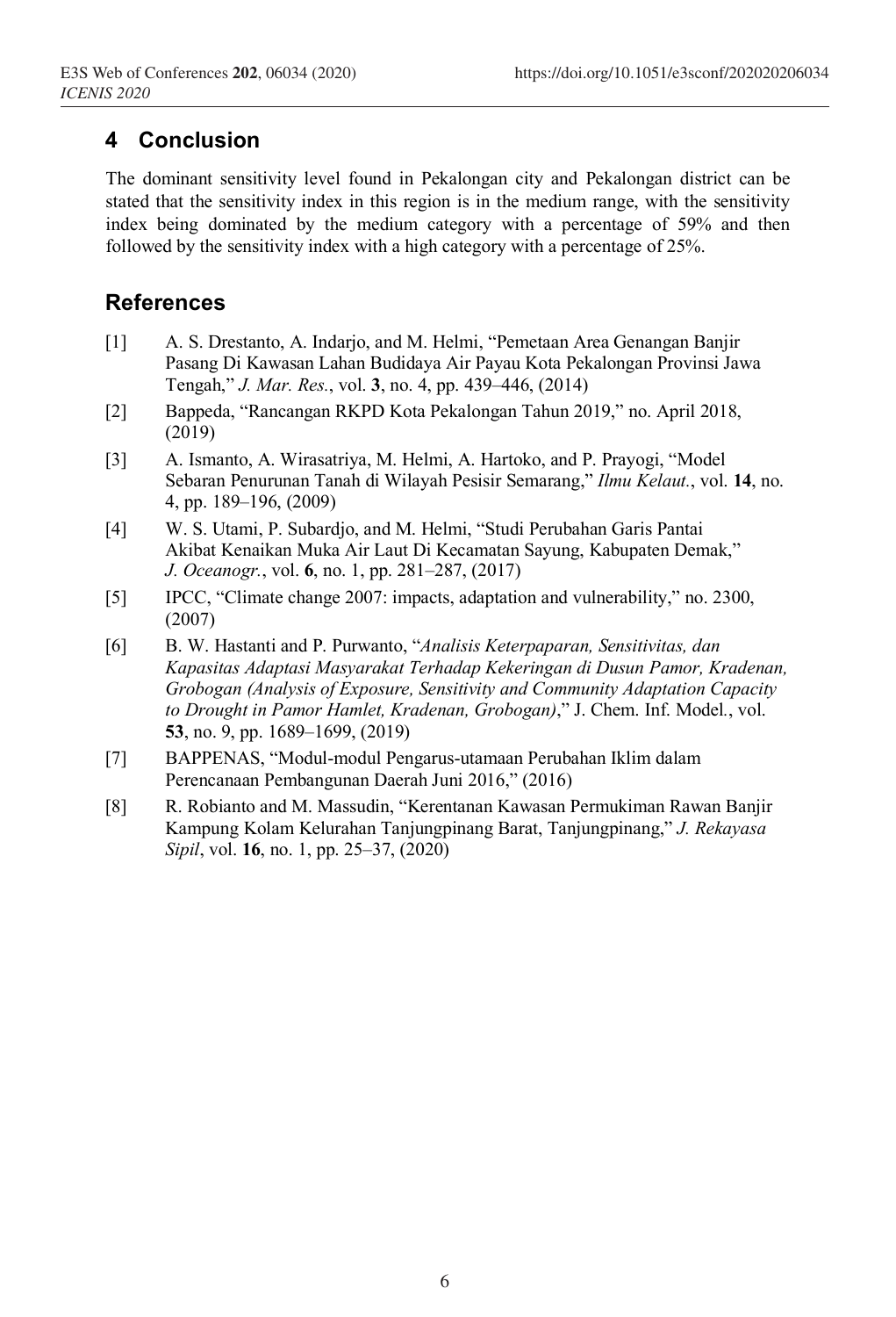## 4 Conclusion

The dominant sensitivity level found in Pekalongan city and Pekalongan district can be stated that the sensitivity index in this region is in the medium range, with the sensitivity index being dominated by the medium category with a percentage of 59% and then followed by the sensitivity index with a high category with a percentage of 25%.

## References

[1] A. S. Drestanto, A. Indarjo, and M. Helmi, "Pemetaan Area Genangan Banjir Pasang Di Kawasan Lahan Budidaya Air Payau Kota Pekalongan Provinsi Jawa Tengah," *J. Mar. Res.*, vol. **3**, no. 4, pp. 439–446, (2014)

[2] Bappeda, "Rancangan RKPD Kota Pekalongan Tahun 2019," no. April 2018, (2019)

[3] A. Ismanto, A. Wirasatriya, M. Helmi, A. Hartoko, and P. Prayogi, "Model Sebaran Penurunan Tanah di Wilayah Pesisir Semarang," *Ilmu Kelaut.*, vol. **14**, no. 4, pp. 189–196, (2009)

[4] W. S. Utami, P. Subardjo, and M. Helmi, "Studi Perubahan Garis Pantai Akibat Kenaikan Muka Air Laut Di Kecamatan Sayung, Kabupaten Demak," *J. Oceanogr.*, vol. **6**, no. 1, pp. 281–287, (2017)

[5] IPCC, "Climate change 2007: impacts, adaptation and vulnerability," no. 2300, (2007)

[6] B. W. Hastanti and P. Purwanto, "*Analisis Keterpaparan, Sensitivitas, dan Kapasitas Adaptasi Masyarakat Terhadap Kekeringan di Dusun Pamor, Kradenan, Grobogan (Analysis of Exposure, Sensitivity and Community Adaptation Capacity to Drought in Pamor Hamlet, Kradenan, Grobogan)*," J. Chem. Inf. Model., vol. **53**, no. 9, pp. 1689–1699, (2019)

[7] BAPPENAS, "Modul-modul Pengarus-utamaan Perubahan Iklim dalam Perencanaan Pembangunan Daerah Juni 2016," (2016)

[8] R. Robianto and M. Massudin, "Kerentanan Kawasan Permukiman Rawan Banjir Kampung Kolam Kelurahan Tanjungpinang Barat, Tanjungpinang," *J. Rekayasa Sipil*, vol. **16**, no. 1, pp. 25–37, (2020)